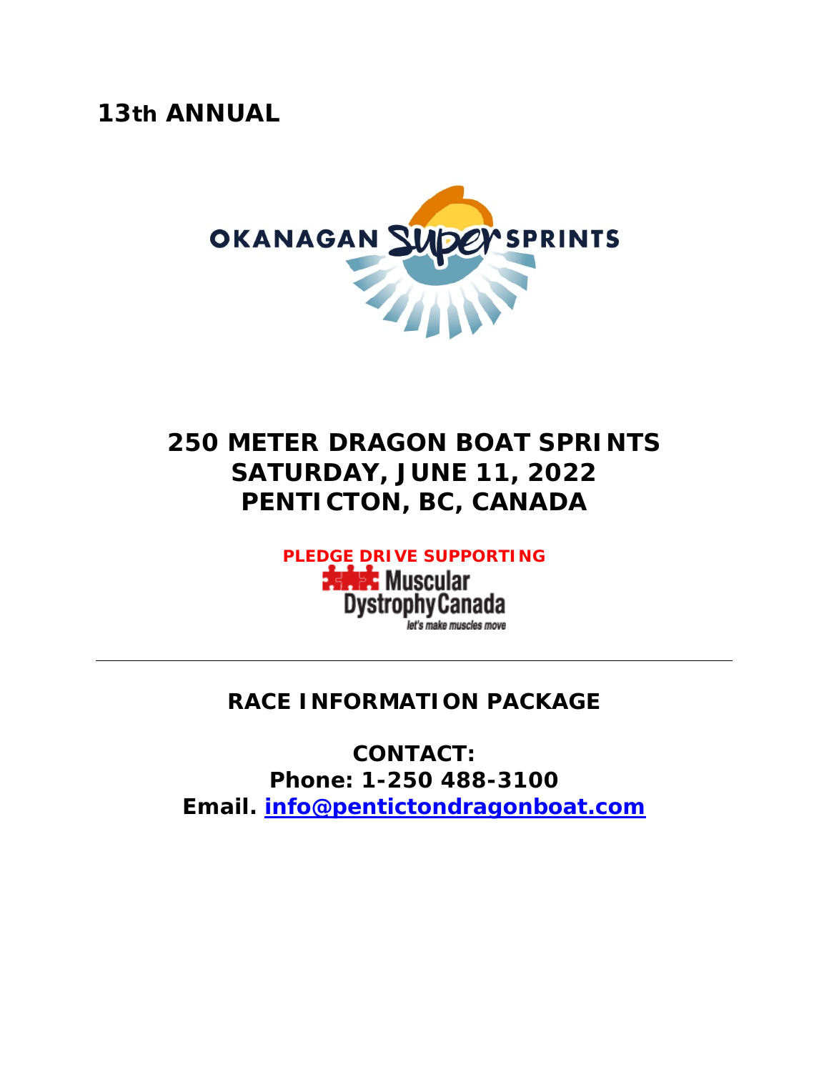**13th ANNUAL**

OKANAGAN Super SPRINTS

# 250 METER DRAGON BOAT SPRINTS
# SATURDAY, JUNE 11, 2022
# PENTICTON, BC, CANADA

**PLEDGE DRIVE SUPPORTING**

Muscular Dystrophy Canada

*let's make muscles move*

---

## RACE INFORMATION PACKAGE

**CONTACT:**
**Phone: 1-250 488-3100**
**Email. info@pentictondragonboat.com**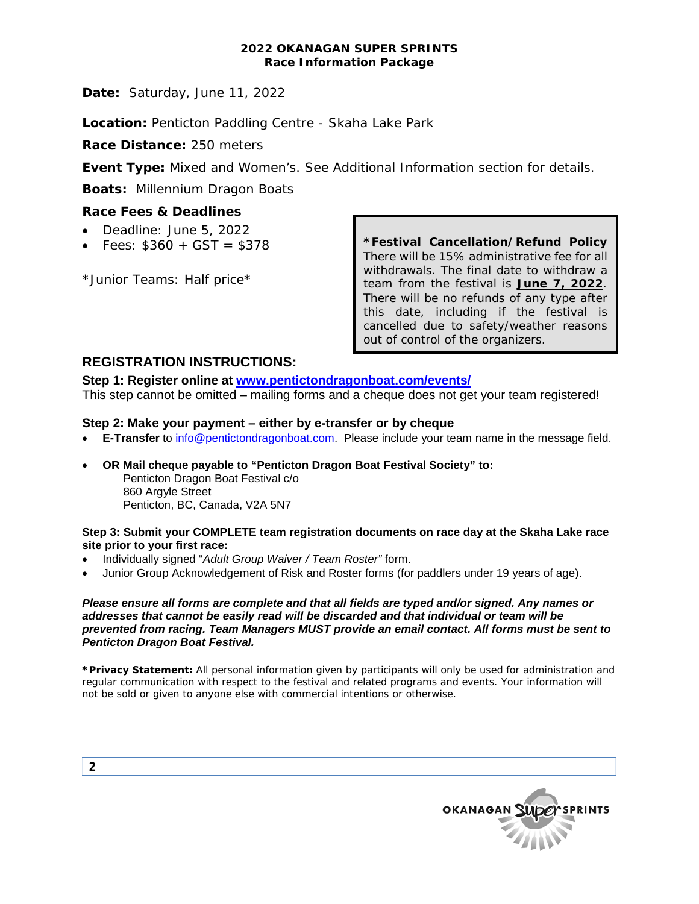**2022 OKANAGAN SUPER SPRINTS**
**Race Information Package**

**Date:** Saturday, June 11, 2022

**Location:** Penticton Paddling Centre - Skaha Lake Park

**Race Distance:** 250 meters

**Event Type:** Mixed and Women's. See Additional Information section for details.

**Boats:** Millennium Dragon Boats

### Race Fees & Deadlines

- Deadline: June 5, 2022
- Fees: $360 + GST = $378

*Junior Teams: Half price*

> ***Festival Cancellation/Refund Policy**
> There will be 15% administrative fee for all withdrawals. The final date to withdraw a team from the festival is **June 7, 2022**. There will be no refunds of any type after this date, including if the festival is cancelled due to safety/weather reasons out of control of the organizers.

## REGISTRATION INSTRUCTIONS:

**Step 1: Register online at [www.pentictondragonboat.com/events/](http://www.pentictondragonboat.com/events/)**
This step cannot be omitted – mailing forms and a cheque does not get your team registered!

**Step 2: Make your payment – either by e-transfer or by cheque**

- **E-Transfer** to info@pentictondragonboat.com. Please include your team name in the message field.
- **OR Mail cheque payable to "Penticton Dragon Boat Festival Society" to:**
  Penticton Dragon Boat Festival c/o
  860 Argyle Street
  Penticton, BC, Canada, V2A 5N7

**Step 3: Submit your COMPLETE team registration documents on race day at the Skaha Lake race site prior to your first race:**

- Individually signed "*Adult Group Waiver / Team Roster"* form.
- Junior Group Acknowledgement of Risk and Roster forms (for paddlers under 19 years of age).

***Please ensure all forms are complete and that all fields are typed and/or signed. Any names or addresses that cannot be easily read will be discarded and that individual or team will be prevented from racing. Team Managers MUST provide an email contact. All forms must be sent to Penticton Dragon Boat Festival.***

***Privacy Statement:** All personal information given by participants will only be used for administration and regular communication with respect to the festival and related programs and events. Your information will not be sold or given to anyone else with commercial intentions or otherwise.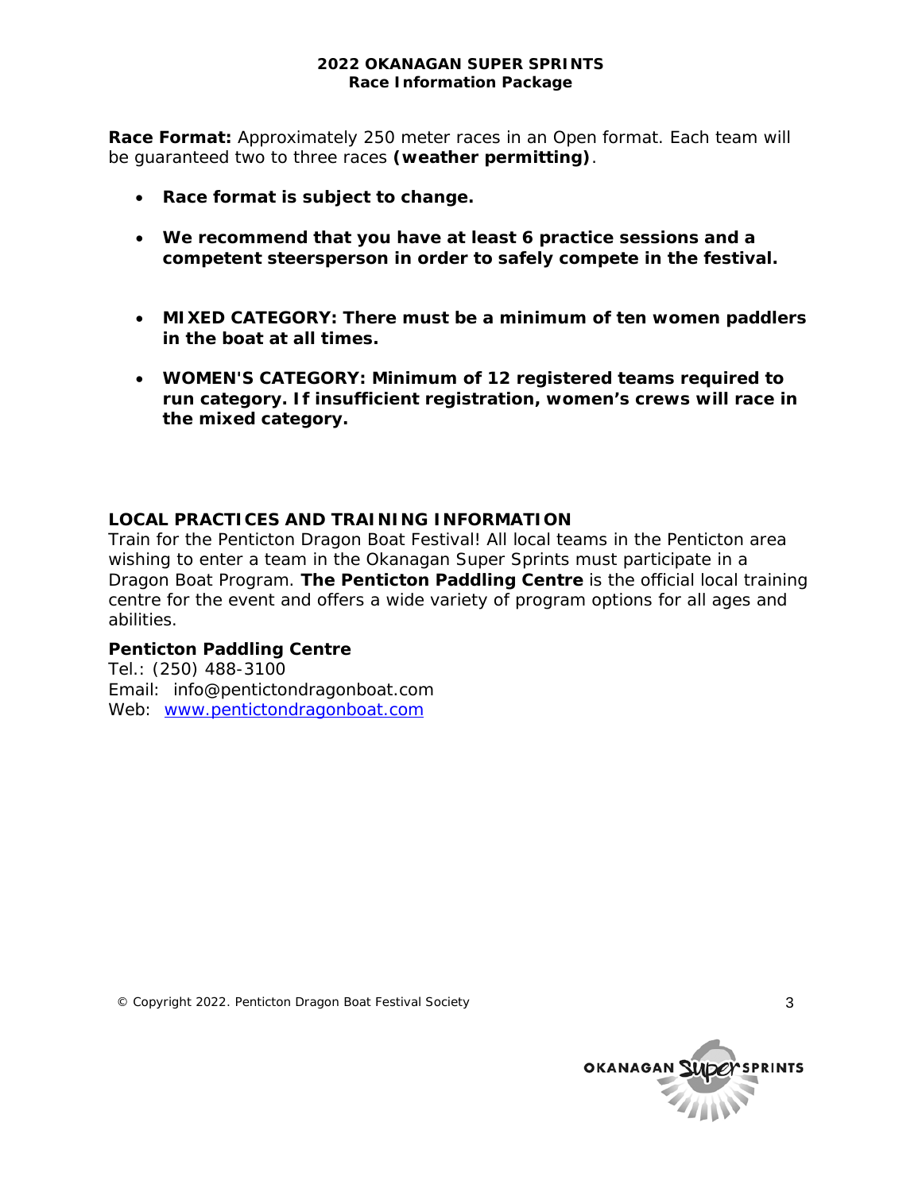**Race Format:** Approximately 250 meter races in an Open format. Each team will be guaranteed two to three races **(weather permitting)**.

- **Race format is subject to change.**
- **We recommend that you have at least 6 practice sessions and a competent steersperson in order to safely compete in the festival.**
- **MIXED CATEGORY: There must be a minimum of ten women paddlers in the boat at all times.**
- **WOMEN'S CATEGORY: Minimum of 12 registered teams required to run category. If insufficient registration, women's crews will race in the mixed category.**

## LOCAL PRACTICES AND TRAINING INFORMATION

Train for the Penticton Dragon Boat Festival! All local teams in the Penticton area wishing to enter a team in the Okanagan Super Sprints must participate in a Dragon Boat Program. **The Penticton Paddling Centre** is the official local training centre for the event and offers a wide variety of program options for all ages and abilities.

**Penticton Paddling Centre**
Tel.: (250) 488-3100
Email: info@pentictondragonboat.com
Web: [www.pentictondragonboat.com](http://www.pentictondragonboat.com)

© Copyright 2022. Penticton Dragon Boat Festival Society